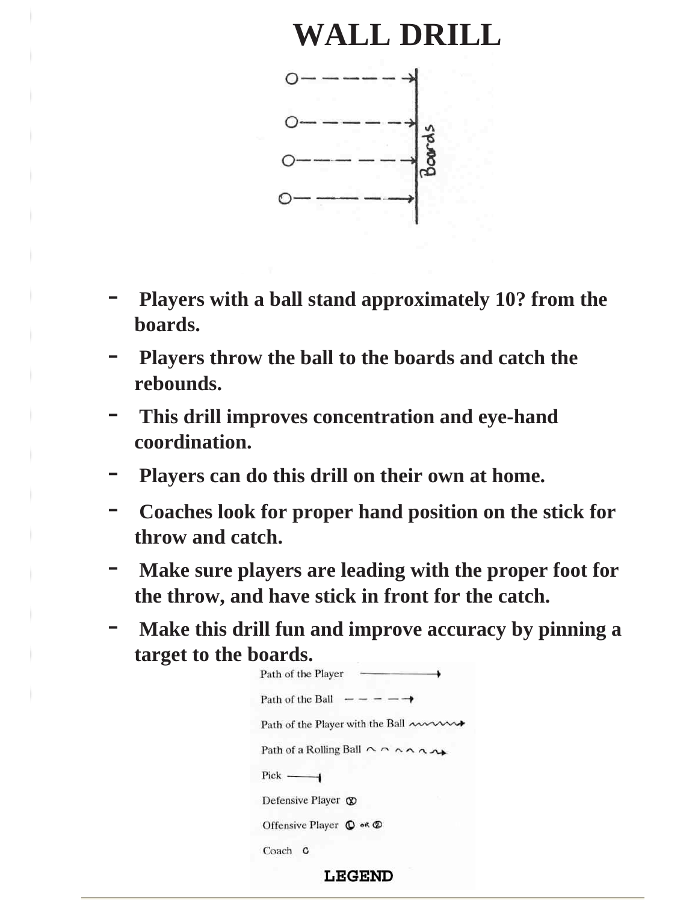# WALL DRILL

Boards

- Players with a ball stand approximately 10? from the boards.
- Players throw the ball to the boards and catch the rebounds.
- This drill improves concentration and eye-hand coordination.
- Players can do this drill on their own at home.
- Coaches look for proper hand position on the stick for throw and catch.
- Make sure players are leading with the proper foot for the throw, and have stick in front for the catch.
- Make this drill fun and improve accuracy by pinning a target to the boards.

Path of the Player

Path of the Ball

Path of the Player with the Ball

Path of a Rolling Ball

Pick

Defensive Player

Offensive Player

Coach

**LEGEND**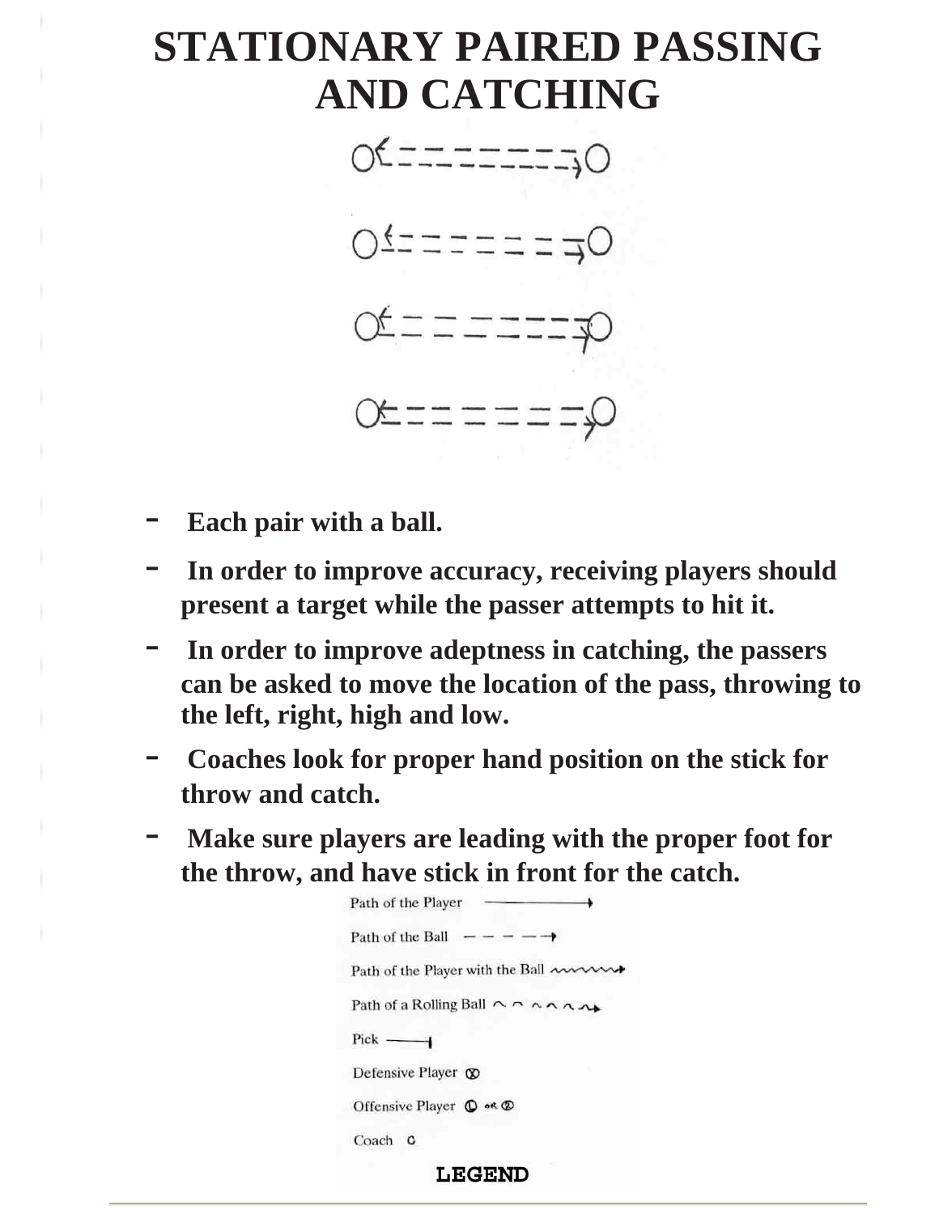# STATIONARY PAIRED PASSING AND CATCHING

- **Each pair with a ball.**
- **In order to improve accuracy, receiving players should present a target while the passer attempts to hit it.**
- **In order to improve adeptness in catching, the passers can be asked to move the location of the pass, throwing to the left, right, high and low.**
- **Coaches look for proper hand position on the stick for throw and catch.**
- **Make sure players are leading with the proper foot for the throw, and have stick in front for the catch.**

Path of the Player

Path of the Ball

Path of the Player with the Ball

Path of a Rolling Ball

Pick

Defensive Player

Offensive Player

Coach

**LEGEND**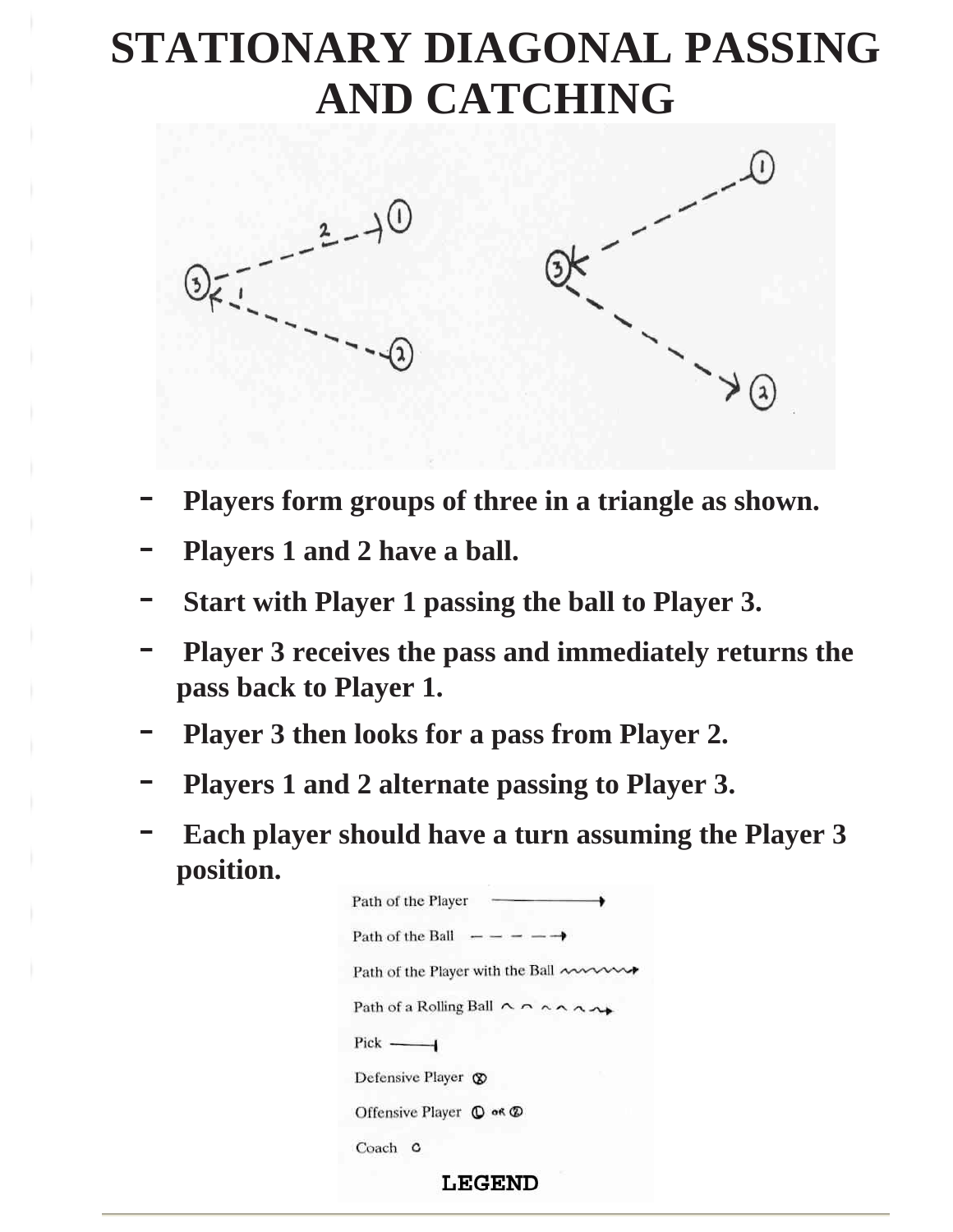# STATIONARY DIAGONAL PASSING AND CATCHING

- **Players form groups of three in a triangle as shown.**
- **Players 1 and 2 have a ball.**
- **Start with Player 1 passing the ball to Player 3.**
- **Player 3 receives the pass and immediately returns the pass back to Player 1.**
- **Player 3 then looks for a pass from Player 2.**
- **Players 1 and 2 alternate passing to Player 3.**
- **Each player should have a turn assuming the Player 3 position.**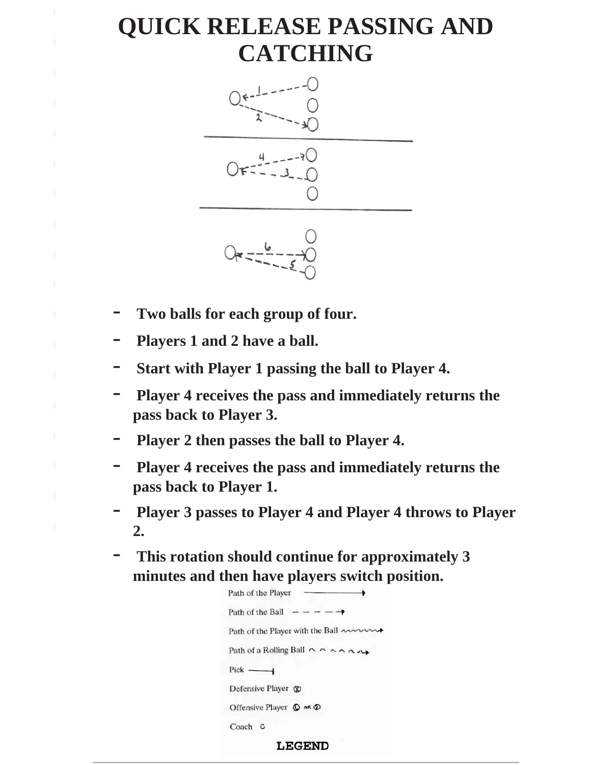# QUICK RELEASE PASSING AND CATCHING

1

2

4

3

6

5

- **Two balls for each group of four.**
- **Players 1 and 2 have a ball.**
- **Start with Player 1 passing the ball to Player 4.**
- **Player 4 receives the pass and immediately returns the pass back to Player 3.**
- **Player 2 then passes the ball to Player 4.**
- **Player 4 receives the pass and immediately returns the pass back to Player 1.**
- **Player 3 passes to Player 4 and Player 4 throws to Player 2.**
- **This rotation should continue for approximately 3 minutes and then have players switch position.**

Path of the Player

Path of the Ball

Path of the Player with the Ball

Path of a Rolling Ball

Pick

Defensive Player

Offensive Player or

Coach

**LEGEND**